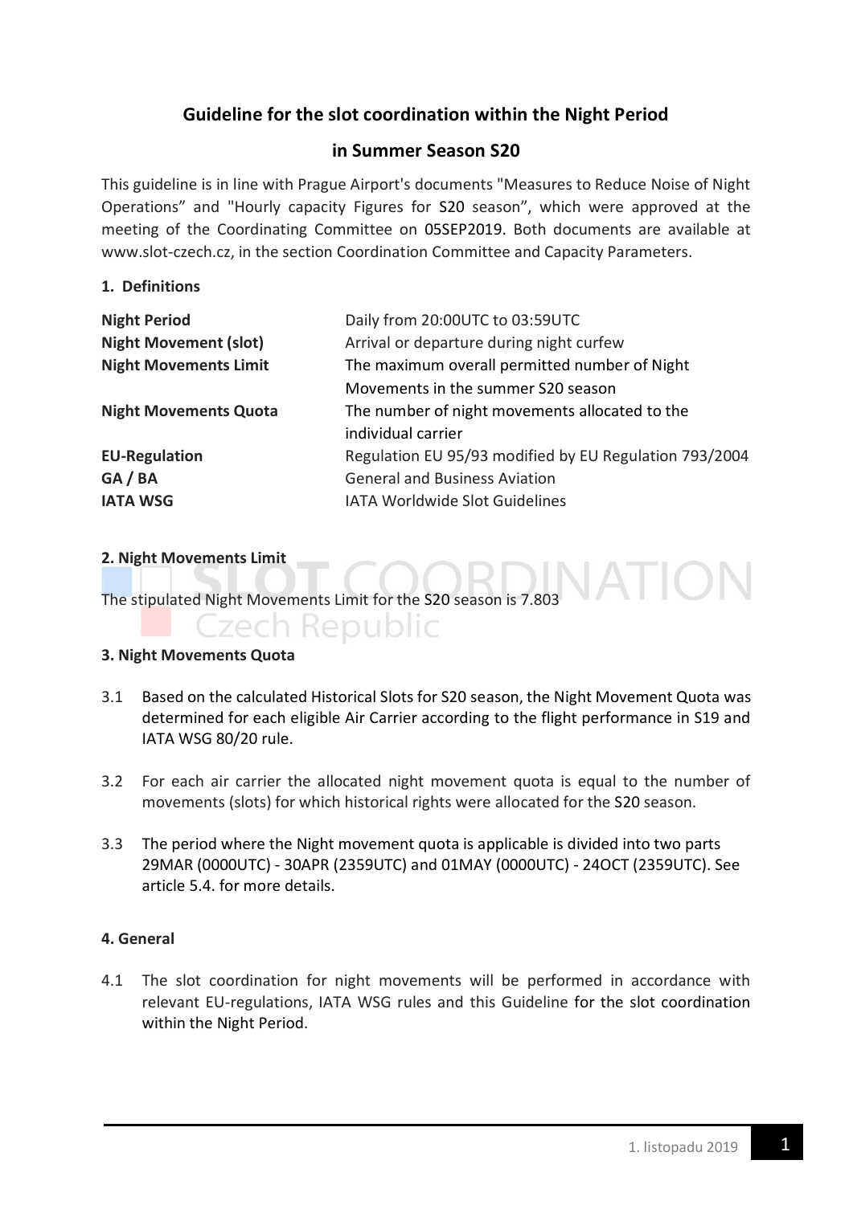# Guideline for the slot coordination within the Night Period

## in Summer Season S20

This guideline is in line with Prague Airport's documents "Measures to Reduce Noise of Night Operations" and "Hourly capacity Figures for S20 season", which were approved at the meeting of the Coordinating Committee on 05SEP2019. Both documents are available at www.slot-czech.cz, in the section Coordination Committee and Capacity Parameters.

### 1. Definitions

| | |
|---|---|
| **Night Period** | Daily from 20:00UTC to 03:59UTC |
| **Night Movement (slot)** | Arrival or departure during night curfew |
| **Night Movements Limit** | The maximum overall permitted number of Night Movements in the summer S20 season |
| **Night Movements Quota** | The number of night movements allocated to the individual carrier |
| **EU-Regulation** | Regulation EU 95/93 modified by EU Regulation 793/2004 |
| **GA / BA** | General and Business Aviation |
| **IATA WSG** | IATA Worldwide Slot Guidelines |

### 2. Night Movements Limit

The stipulated Night Movements Limit for the S20 season is 7.803

### 3. Night Movements Quota

3.1 Based on the calculated Historical Slots for S20 season, the Night Movement Quota was determined for each eligible Air Carrier according to the flight performance in S19 and IATA WSG 80/20 rule.

3.2 For each air carrier the allocated night movement quota is equal to the number of movements (slots) for which historical rights were allocated for the S20 season.

3.3 The period where the Night movement quota is applicable is divided into two parts 29MAR (0000UTC) - 30APR (2359UTC) and 01MAY (0000UTC) - 24OCT (2359UTC). See article 5.4. for more details.

### 4. General

4.1 The slot coordination for night movements will be performed in accordance with relevant EU-regulations, IATA WSG rules and this Guideline for the slot coordination within the Night Period.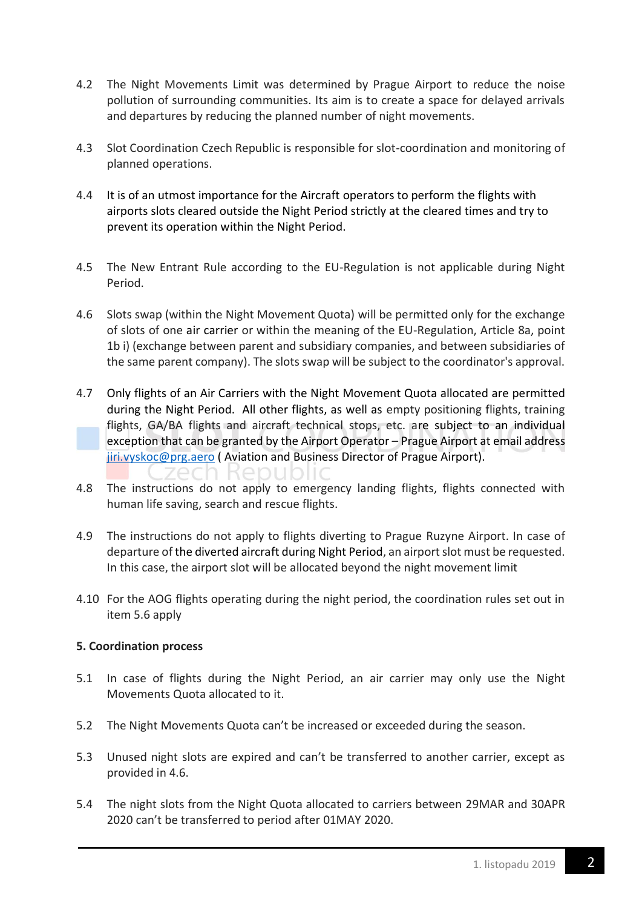4.2 The Night Movements Limit was determined by Prague Airport to reduce the noise pollution of surrounding communities. Its aim is to create a space for delayed arrivals and departures by reducing the planned number of night movements.

4.3 Slot Coordination Czech Republic is responsible for slot-coordination and monitoring of planned operations.

4.4 It is of an utmost importance for the Aircraft operators to perform the flights with airports slots cleared outside the Night Period strictly at the cleared times and try to prevent its operation within the Night Period.

4.5 The New Entrant Rule according to the EU-Regulation is not applicable during Night Period.

4.6 Slots swap (within the Night Movement Quota) will be permitted only for the exchange of slots of one air carrier or within the meaning of the EU-Regulation, Article 8a, point 1b i) (exchange between parent and subsidiary companies, and between subsidiaries of the same parent company). The slots swap will be subject to the coordinator's approval.

4.7 Only flights of an Air Carriers with the Night Movement Quota allocated are permitted during the Night Period. All other flights, as well as empty positioning flights, training flights, GA/BA flights and aircraft technical stops, etc. are subject to an individual exception that can be granted by the Airport Operator – Prague Airport at email address jiri.vyskoc@prg.aero ( Aviation and Business Director of Prague Airport).

4.8 The instructions do not apply to emergency landing flights, flights connected with human life saving, search and rescue flights.

4.9 The instructions do not apply to flights diverting to Prague Ruzyne Airport. In case of departure of the diverted aircraft during Night Period, an airport slot must be requested. In this case, the airport slot will be allocated beyond the night movement limit

4.10 For the AOG flights operating during the night period, the coordination rules set out in item 5.6 apply

**5. Coordination process**

5.1 In case of flights during the Night Period, an air carrier may only use the Night Movements Quota allocated to it.

5.2 The Night Movements Quota can't be increased or exceeded during the season.

5.3 Unused night slots are expired and can't be transferred to another carrier, except as provided in 4.6.

5.4 The night slots from the Night Quota allocated to carriers between 29MAR and 30APR 2020 can't be transferred to period after 01MAY 2020.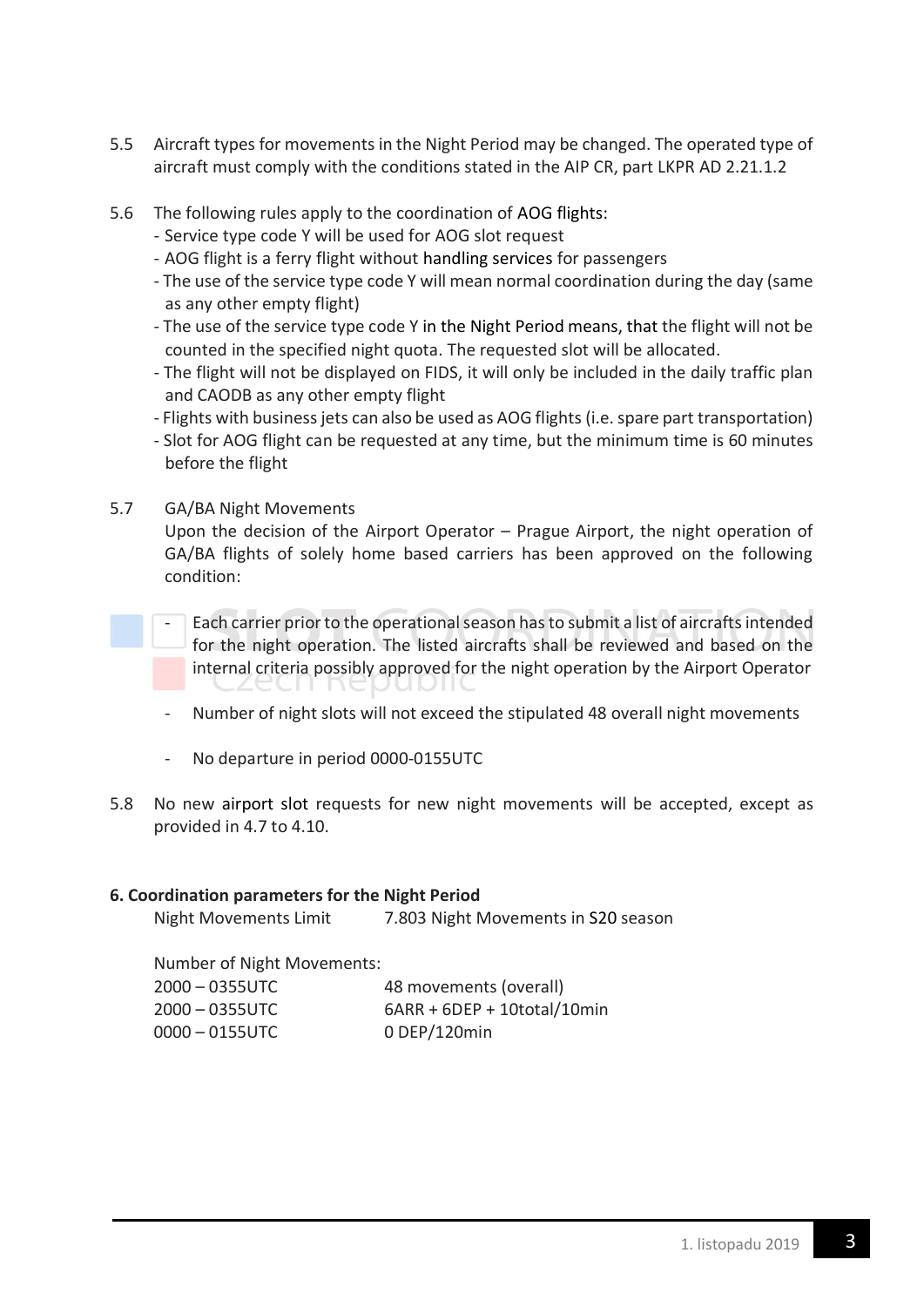5.5 Aircraft types for movements in the Night Period may be changed. The operated type of aircraft must comply with the conditions stated in the AIP CR, part LKPR AD 2.21.1.2

5.6 The following rules apply to the coordination of AOG flights:
- Service type code Y will be used for AOG slot request
- AOG flight is a ferry flight without handling services for passengers
- The use of the service type code Y will mean normal coordination during the day (same as any other empty flight)
- The use of the service type code Y in the Night Period means, that the flight will not be counted in the specified night quota. The requested slot will be allocated.
- The flight will not be displayed on FIDS, it will only be included in the daily traffic plan and CAODB as any other empty flight
- Flights with business jets can also be used as AOG flights (i.e. spare part transportation)
- Slot for AOG flight can be requested at any time, but the minimum time is 60 minutes before the flight

5.7 GA/BA Night Movements
Upon the decision of the Airport Operator – Prague Airport, the night operation of GA/BA flights of solely home based carriers has been approved on the following condition:

- Each carrier prior to the operational season has to submit a list of aircrafts intended for the night operation. The listed aircrafts shall be reviewed and based on the internal criteria possibly approved for the night operation by the Airport Operator

- Number of night slots will not exceed the stipulated 48 overall night movements

- No departure in period 0000-0155UTC

5.8 No new airport slot requests for new night movements will be accepted, except as provided in 4.7 to 4.10.

**6. Coordination parameters for the Night Period**

Night Movements Limit 7.803 Night Movements in S20 season

Number of Night Movements:

| | |
|---|---|
| 2000 – 0355UTC | 48 movements (overall) |
| 2000 – 0355UTC | 6ARR + 6DEP + 10total/10min |
| 0000 – 0155UTC | 0 DEP/120min |